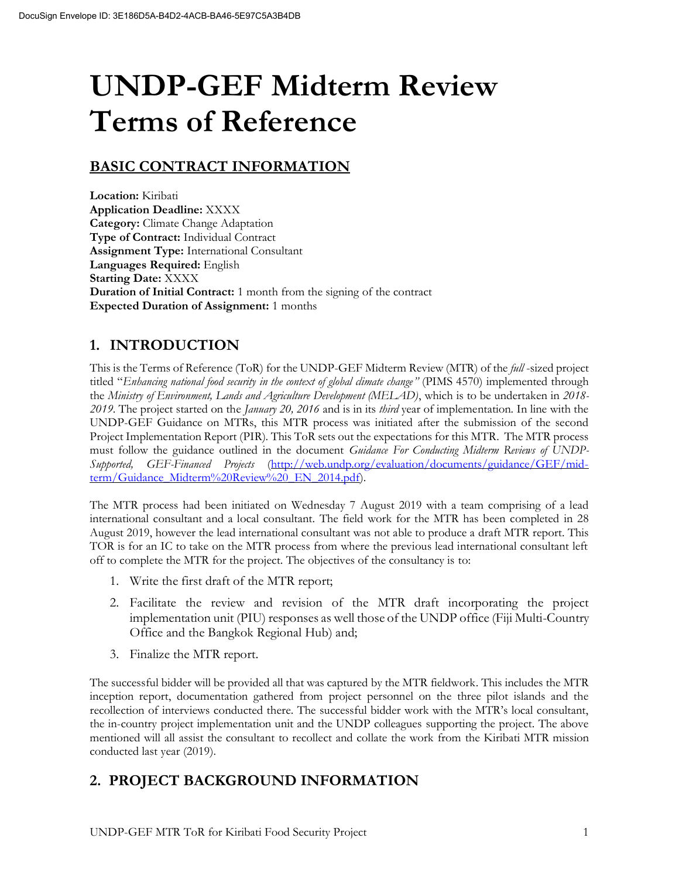# UNDP-GEF Midterm Review Terms of Reference

## BASIC CONTRACT INFORMATION

**Location:** Kiribati
**Application Deadline:** XXXX
**Category:** Climate Change Adaptation
**Type of Contract:** Individual Contract
**Assignment Type:** International Consultant
**Languages Required:** English
**Starting Date:** XXXX
**Duration of Initial Contract:** 1 month from the signing of the contract
**Expected Duration of Assignment:** 1 months

## 1. INTRODUCTION

This is the Terms of Reference (ToR) for the UNDP-GEF Midterm Review (MTR) of the *full* -sized project titled "*Enhancing national food security in the context of global climate change"* (PIMS 4570) implemented through the *Ministry of Environment, Lands and Agriculture Development (MELAD)*, which is to be undertaken in *2018-2019*. The project started on the *January 20, 2016* and is in its *third* year of implementation. In line with the UNDP-GEF Guidance on MTRs, this MTR process was initiated after the submission of the second Project Implementation Report (PIR). This ToR sets out the expectations for this MTR. The MTR process must follow the guidance outlined in the document *Guidance For Conducting Midterm Reviews of UNDP-Supported, GEF-Financed Projects* (http://web.undp.org/evaluation/documents/guidance/GEF/mid-term/Guidance_Midterm%20Review%20_EN_2014.pdf).

The MTR process had been initiated on Wednesday 7 August 2019 with a team comprising of a lead international consultant and a local consultant. The field work for the MTR has been completed in 28 August 2019, however the lead international consultant was not able to produce a draft MTR report. This TOR is for an IC to take on the MTR process from where the previous lead international consultant left off to complete the MTR for the project. The objectives of the consultancy is to:

1. Write the first draft of the MTR report;
2. Facilitate the review and revision of the MTR draft incorporating the project implementation unit (PIU) responses as well those of the UNDP office (Fiji Multi-Country Office and the Bangkok Regional Hub) and;
3. Finalize the MTR report.

The successful bidder will be provided all that was captured by the MTR fieldwork. This includes the MTR inception report, documentation gathered from project personnel on the three pilot islands and the recollection of interviews conducted there. The successful bidder work with the MTR's local consultant, the in-country project implementation unit and the UNDP colleagues supporting the project. The above mentioned will all assist the consultant to recollect and collate the work from the Kiribati MTR mission conducted last year (2019).

## 2. PROJECT BACKGROUND INFORMATION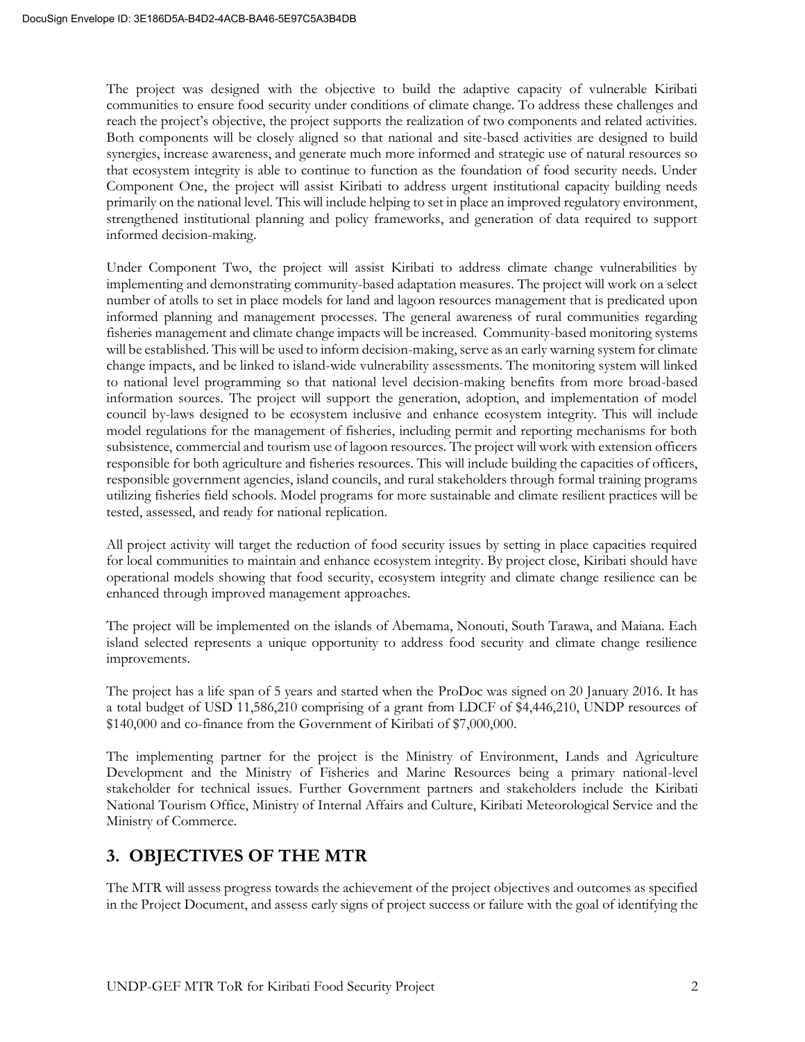The project was designed with the objective to build the adaptive capacity of vulnerable Kiribati communities to ensure food security under conditions of climate change. To address these challenges and reach the project's objective, the project supports the realization of two components and related activities. Both components will be closely aligned so that national and site-based activities are designed to build synergies, increase awareness, and generate much more informed and strategic use of natural resources so that ecosystem integrity is able to continue to function as the foundation of food security needs. Under Component One, the project will assist Kiribati to address urgent institutional capacity building needs primarily on the national level. This will include helping to set in place an improved regulatory environment, strengthened institutional planning and policy frameworks, and generation of data required to support informed decision-making.

Under Component Two, the project will assist Kiribati to address climate change vulnerabilities by implementing and demonstrating community-based adaptation measures. The project will work on a select number of atolls to set in place models for land and lagoon resources management that is predicated upon informed planning and management processes. The general awareness of rural communities regarding fisheries management and climate change impacts will be increased. Community-based monitoring systems will be established. This will be used to inform decision-making, serve as an early warning system for climate change impacts, and be linked to island-wide vulnerability assessments. The monitoring system will linked to national level programming so that national level decision-making benefits from more broad-based information sources. The project will support the generation, adoption, and implementation of model council by-laws designed to be ecosystem inclusive and enhance ecosystem integrity. This will include model regulations for the management of fisheries, including permit and reporting mechanisms for both subsistence, commercial and tourism use of lagoon resources. The project will work with extension officers responsible for both agriculture and fisheries resources. This will include building the capacities of officers, responsible government agencies, island councils, and rural stakeholders through formal training programs utilizing fisheries field schools. Model programs for more sustainable and climate resilient practices will be tested, assessed, and ready for national replication.

All project activity will target the reduction of food security issues by setting in place capacities required for local communities to maintain and enhance ecosystem integrity. By project close, Kiribati should have operational models showing that food security, ecosystem integrity and climate change resilience can be enhanced through improved management approaches.

The project will be implemented on the islands of Abemama, Nonouti, South Tarawa, and Maiana. Each island selected represents a unique opportunity to address food security and climate change resilience improvements.

The project has a life span of 5 years and started when the ProDoc was signed on 20 January 2016. It has a total budget of USD 11,586,210 comprising of a grant from LDCF of $4,446,210, UNDP resources of $140,000 and co-finance from the Government of Kiribati of $7,000,000.

The implementing partner for the project is the Ministry of Environment, Lands and Agriculture Development and the Ministry of Fisheries and Marine Resources being a primary national-level stakeholder for technical issues. Further Government partners and stakeholders include the Kiribati National Tourism Office, Ministry of Internal Affairs and Culture, Kiribati Meteorological Service and the Ministry of Commerce.

## 3. OBJECTIVES OF THE MTR

The MTR will assess progress towards the achievement of the project objectives and outcomes as specified in the Project Document, and assess early signs of project success or failure with the goal of identifying the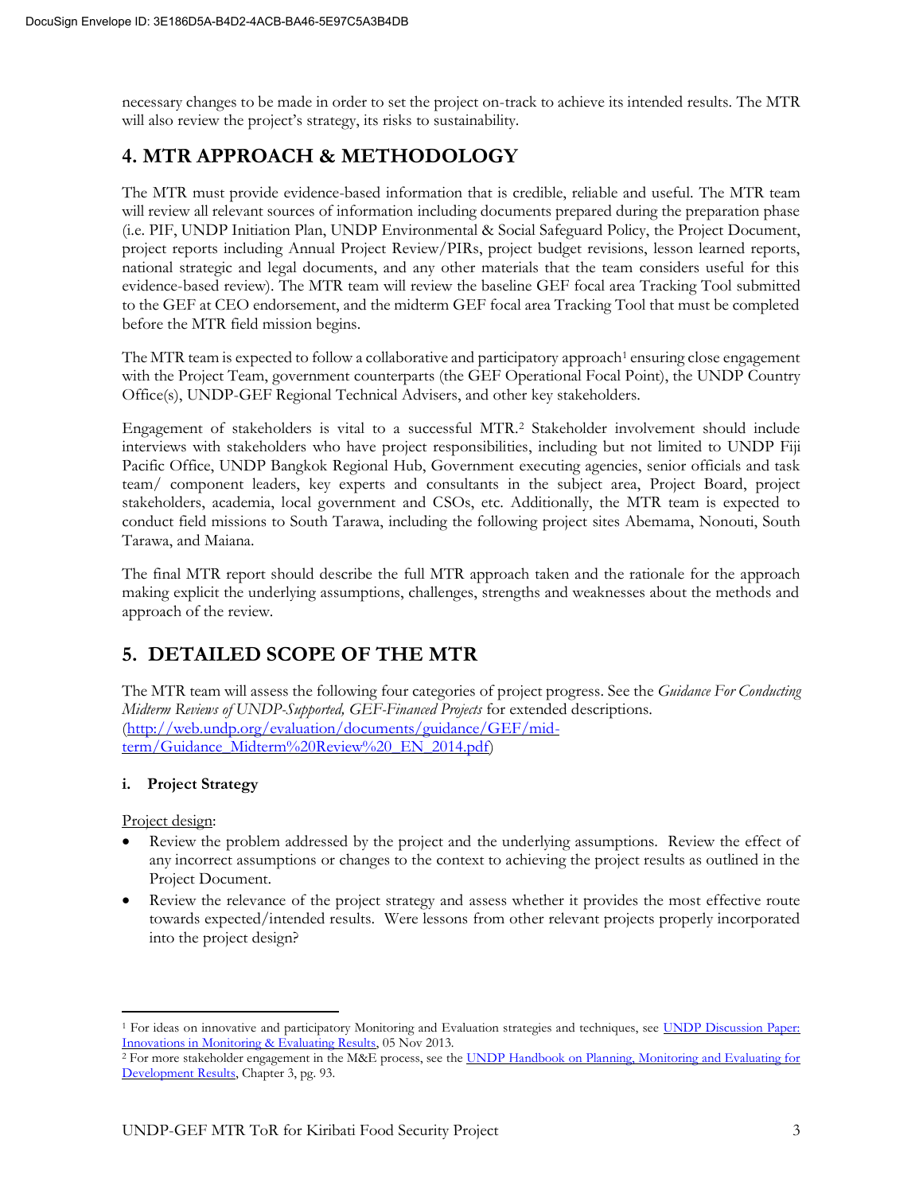necessary changes to be made in order to set the project on-track to achieve its intended results. The MTR will also review the project's strategy, its risks to sustainability.

## 4. MTR APPROACH & METHODOLOGY

The MTR must provide evidence-based information that is credible, reliable and useful. The MTR team will review all relevant sources of information including documents prepared during the preparation phase (i.e. PIF, UNDP Initiation Plan, UNDP Environmental & Social Safeguard Policy, the Project Document, project reports including Annual Project Review/PIRs, project budget revisions, lesson learned reports, national strategic and legal documents, and any other materials that the team considers useful for this evidence-based review). The MTR team will review the baseline GEF focal area Tracking Tool submitted to the GEF at CEO endorsement, and the midterm GEF focal area Tracking Tool that must be completed before the MTR field mission begins.

The MTR team is expected to follow a collaborative and participatory approach[1] ensuring close engagement with the Project Team, government counterparts (the GEF Operational Focal Point), the UNDP Country Office(s), UNDP-GEF Regional Technical Advisers, and other key stakeholders.

Engagement of stakeholders is vital to a successful MTR.[2] Stakeholder involvement should include interviews with stakeholders who have project responsibilities, including but not limited to UNDP Fiji Pacific Office, UNDP Bangkok Regional Hub, Government executing agencies, senior officials and task team/ component leaders, key experts and consultants in the subject area, Project Board, project stakeholders, academia, local government and CSOs, etc. Additionally, the MTR team is expected to conduct field missions to South Tarawa, including the following project sites Abemama, Nonouti, South Tarawa, and Maiana.

The final MTR report should describe the full MTR approach taken and the rationale for the approach making explicit the underlying assumptions, challenges, strengths and weaknesses about the methods and approach of the review.

## 5. DETAILED SCOPE OF THE MTR

The MTR team will assess the following four categories of project progress. See the *Guidance For Conducting Midterm Reviews of UNDP-Supported, GEF-Financed Projects* for extended descriptions. (http://web.undp.org/evaluation/documents/guidance/GEF/mid-term/Guidance_Midterm%20Review%20_EN_2014.pdf)

### i. Project Strategy

Project design:

- Review the problem addressed by the project and the underlying assumptions. Review the effect of any incorrect assumptions or changes to the context to achieving the project results as outlined in the Project Document.
- Review the relevance of the project strategy and assess whether it provides the most effective route towards expected/intended results. Were lessons from other relevant projects properly incorporated into the project design?

---

[1] For ideas on innovative and participatory Monitoring and Evaluation strategies and techniques, see UNDP Discussion Paper: Innovations in Monitoring & Evaluating Results, 05 Nov 2013.

[2] For more stakeholder engagement in the M&E process, see the UNDP Handbook on Planning, Monitoring and Evaluating for Development Results, Chapter 3, pg. 93.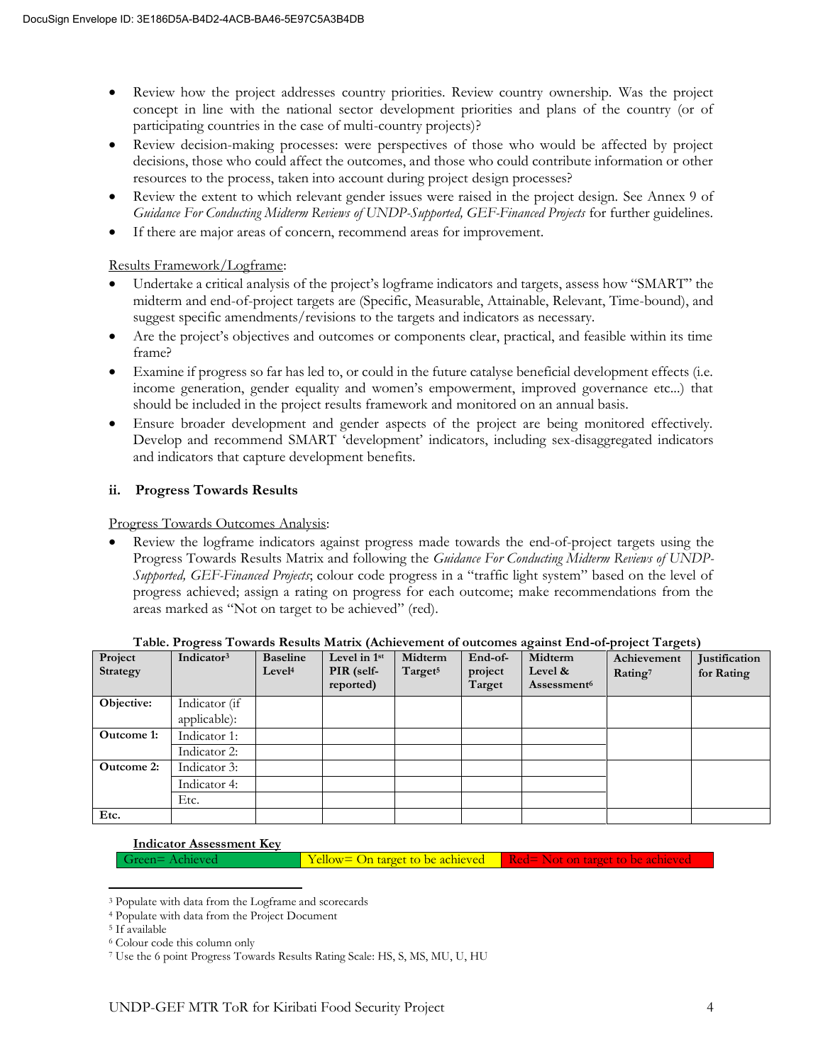- Review how the project addresses country priorities. Review country ownership. Was the project concept in line with the national sector development priorities and plans of the country (or of participating countries in the case of multi-country projects)?
- Review decision-making processes: were perspectives of those who would be affected by project decisions, those who could affect the outcomes, and those who could contribute information or other resources to the process, taken into account during project design processes?
- Review the extent to which relevant gender issues were raised in the project design. See Annex 9 of *Guidance For Conducting Midterm Reviews of UNDP-Supported, GEF-Financed Projects* for further guidelines.
- If there are major areas of concern, recommend areas for improvement.

Results Framework/Logframe:

- Undertake a critical analysis of the project's logframe indicators and targets, assess how "SMART" the midterm and end-of-project targets are (Specific, Measurable, Attainable, Relevant, Time-bound), and suggest specific amendments/revisions to the targets and indicators as necessary.
- Are the project's objectives and outcomes or components clear, practical, and feasible within its time frame?
- Examine if progress so far has led to, or could in the future catalyse beneficial development effects (i.e. income generation, gender equality and women's empowerment, improved governance etc...) that should be included in the project results framework and monitored on an annual basis.
- Ensure broader development and gender aspects of the project are being monitored effectively. Develop and recommend SMART 'development' indicators, including sex-disaggregated indicators and indicators that capture development benefits.

### ii. Progress Towards Results

Progress Towards Outcomes Analysis:

- Review the logframe indicators against progress made towards the end-of-project targets using the Progress Towards Results Matrix and following the *Guidance For Conducting Midterm Reviews of UNDP-Supported, GEF-Financed Projects*; colour code progress in a "traffic light system" based on the level of progress achieved; assign a rating on progress for each outcome; make recommendations from the areas marked as "Not on target to be achieved" (red).

**Table. Progress Towards Results Matrix (Achievement of outcomes against End-of-project Targets)**

| Project Strategy | Indicator[3] | Baseline Level[4] | Level in 1st PIR (self-reported) | Midterm Target[5] | End-of-project Target | Midterm Level & Assessment[6] | Achievement Rating[7] | Justification for Rating |
|---|---|---|---|---|---|---|---|---|
| **Objective:** | Indicator (if applicable): | | | | | | | |
| **Outcome 1:** | Indicator 1: | | | | | | | |
| | Indicator 2: | | | | | | | |
| **Outcome 2:** | Indicator 3: | | | | | | | |
| | Indicator 4: | | | | | | | |
| | Etc. | | | | | | | |
| **Etc.** | | | | | | | | |

**Indicator Assessment Key**

| Green= Achieved | Yellow= On target to be achieved | Red= Not on target to be achieved |
|---|---|---|

[3] Populate with data from the Logframe and scorecards
[4] Populate with data from the Project Document
[5] If available
[6] Colour code this column only
[7] Use the 6 point Progress Towards Results Rating Scale: HS, S, MS, MU, U, HU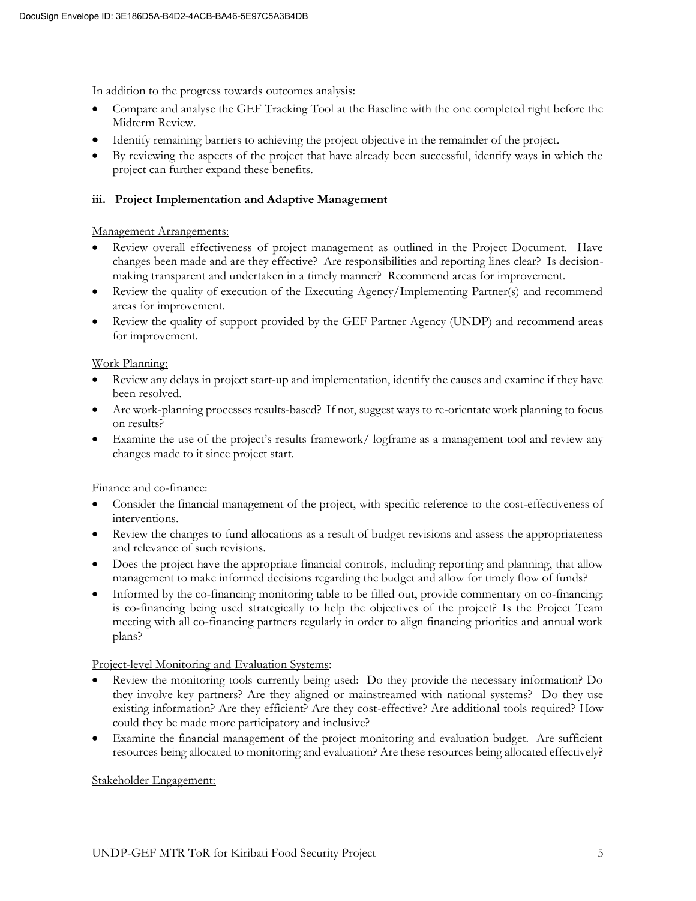In addition to the progress towards outcomes analysis:

- Compare and analyse the GEF Tracking Tool at the Baseline with the one completed right before the Midterm Review.
- Identify remaining barriers to achieving the project objective in the remainder of the project.
- By reviewing the aspects of the project that have already been successful, identify ways in which the project can further expand these benefits.

### iii. Project Implementation and Adaptive Management

Management Arrangements:

- Review overall effectiveness of project management as outlined in the Project Document. Have changes been made and are they effective? Are responsibilities and reporting lines clear? Is decision-making transparent and undertaken in a timely manner? Recommend areas for improvement.
- Review the quality of execution of the Executing Agency/Implementing Partner(s) and recommend areas for improvement.
- Review the quality of support provided by the GEF Partner Agency (UNDP) and recommend areas for improvement.

Work Planning:

- Review any delays in project start-up and implementation, identify the causes and examine if they have been resolved.
- Are work-planning processes results-based? If not, suggest ways to re-orientate work planning to focus on results?
- Examine the use of the project's results framework/ logframe as a management tool and review any changes made to it since project start.

Finance and co-finance:

- Consider the financial management of the project, with specific reference to the cost-effectiveness of interventions.
- Review the changes to fund allocations as a result of budget revisions and assess the appropriateness and relevance of such revisions.
- Does the project have the appropriate financial controls, including reporting and planning, that allow management to make informed decisions regarding the budget and allow for timely flow of funds?
- Informed by the co-financing monitoring table to be filled out, provide commentary on co-financing: is co-financing being used strategically to help the objectives of the project? Is the Project Team meeting with all co-financing partners regularly in order to align financing priorities and annual work plans?

Project-level Monitoring and Evaluation Systems:

- Review the monitoring tools currently being used: Do they provide the necessary information? Do they involve key partners? Are they aligned or mainstreamed with national systems? Do they use existing information? Are they efficient? Are they cost-effective? Are additional tools required? How could they be made more participatory and inclusive?
- Examine the financial management of the project monitoring and evaluation budget. Are sufficient resources being allocated to monitoring and evaluation? Are these resources being allocated effectively?

Stakeholder Engagement: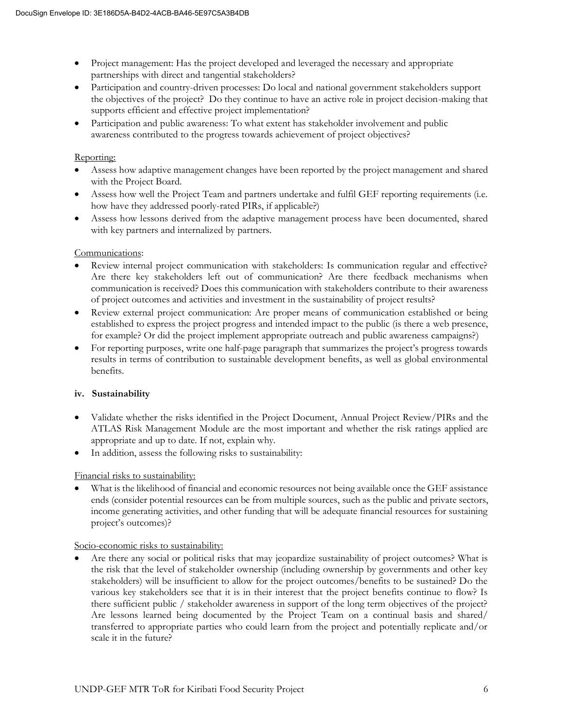- Project management: Has the project developed and leveraged the necessary and appropriate partnerships with direct and tangential stakeholders?
- Participation and country-driven processes: Do local and national government stakeholders support the objectives of the project? Do they continue to have an active role in project decision-making that supports efficient and effective project implementation?
- Participation and public awareness: To what extent has stakeholder involvement and public awareness contributed to the progress towards achievement of project objectives?

Reporting:

- Assess how adaptive management changes have been reported by the project management and shared with the Project Board.
- Assess how well the Project Team and partners undertake and fulfil GEF reporting requirements (i.e. how have they addressed poorly-rated PIRs, if applicable?)
- Assess how lessons derived from the adaptive management process have been documented, shared with key partners and internalized by partners.

Communications:

- Review internal project communication with stakeholders: Is communication regular and effective? Are there key stakeholders left out of communication? Are there feedback mechanisms when communication is received? Does this communication with stakeholders contribute to their awareness of project outcomes and activities and investment in the sustainability of project results?
- Review external project communication: Are proper means of communication established or being established to express the project progress and intended impact to the public (is there a web presence, for example? Or did the project implement appropriate outreach and public awareness campaigns?)
- For reporting purposes, write one half-page paragraph that summarizes the project's progress towards results in terms of contribution to sustainable development benefits, as well as global environmental benefits.

### iv. Sustainability

- Validate whether the risks identified in the Project Document, Annual Project Review/PIRs and the ATLAS Risk Management Module are the most important and whether the risk ratings applied are appropriate and up to date. If not, explain why.
- In addition, assess the following risks to sustainability:

Financial risks to sustainability:

- What is the likelihood of financial and economic resources not being available once the GEF assistance ends (consider potential resources can be from multiple sources, such as the public and private sectors, income generating activities, and other funding that will be adequate financial resources for sustaining project's outcomes)?

Socio-economic risks to sustainability:

- Are there any social or political risks that may jeopardize sustainability of project outcomes? What is the risk that the level of stakeholder ownership (including ownership by governments and other key stakeholders) will be insufficient to allow for the project outcomes/benefits to be sustained? Do the various key stakeholders see that it is in their interest that the project benefits continue to flow? Is there sufficient public / stakeholder awareness in support of the long term objectives of the project? Are lessons learned being documented by the Project Team on a continual basis and shared/ transferred to appropriate parties who could learn from the project and potentially replicate and/or scale it in the future?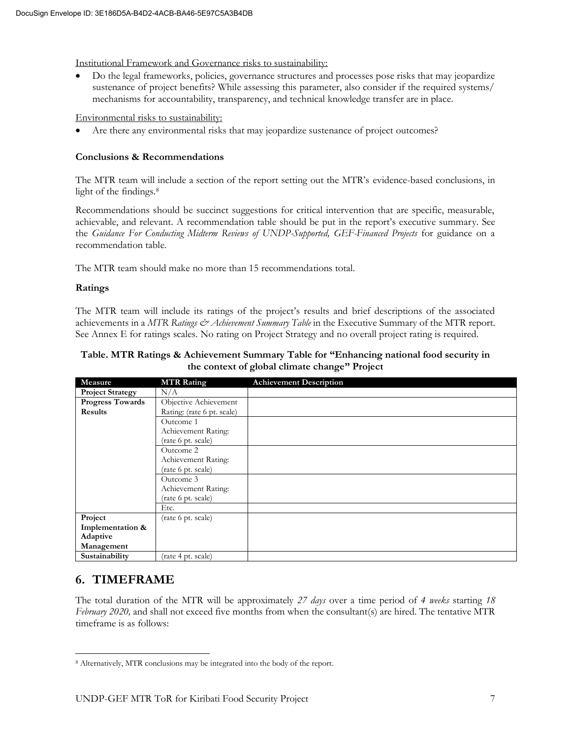Institutional Framework and Governance risks to sustainability:

- Do the legal frameworks, policies, governance structures and processes pose risks that may jeopardize sustenance of project benefits? While assessing this parameter, also consider if the required systems/ mechanisms for accountability, transparency, and technical knowledge transfer are in place.

Environmental risks to sustainability:

- Are there any environmental risks that may jeopardize sustenance of project outcomes?

**Conclusions & Recommendations**

The MTR team will include a section of the report setting out the MTR's evidence-based conclusions, in light of the findings.[8]

Recommendations should be succinct suggestions for critical intervention that are specific, measurable, achievable, and relevant. A recommendation table should be put in the report's executive summary. See the *Guidance For Conducting Midterm Reviews of UNDP-Supported, GEF-Financed Projects* for guidance on a recommendation table.

The MTR team should make no more than 15 recommendations total.

**Ratings**

The MTR team will include its ratings of the project's results and brief descriptions of the associated achievements in a *MTR Ratings & Achievement Summary Table* in the Executive Summary of the MTR report. See Annex E for ratings scales. No rating on Project Strategy and no overall project rating is required.

**Table. MTR Ratings & Achievement Summary Table for "Enhancing national food security in the context of global climate change" Project**

| Measure | MTR Rating | Achievement Description |
|---|---|---|
| **Project Strategy** | N/A | |
| **Progress Towards Results** | Objective Achievement Rating: (rate 6 pt. scale) | |
| | Outcome 1 Achievement Rating: (rate 6 pt. scale) | |
| | Outcome 2 Achievement Rating: (rate 6 pt. scale) | |
| | Outcome 3 Achievement Rating: (rate 6 pt. scale) | |
| | Etc. | |
| **Project Implementation & Adaptive Management** | (rate 6 pt. scale) | |
| **Sustainability** | (rate 4 pt. scale) | |

## 6. TIMEFRAME

The total duration of the MTR will be approximately *27 days* over a time period of *4 weeks* starting *18 February 2020,* and shall not exceed five months from when the consultant(s) are hired. The tentative MTR timeframe is as follows:

---

[8] Alternatively, MTR conclusions may be integrated into the body of the report.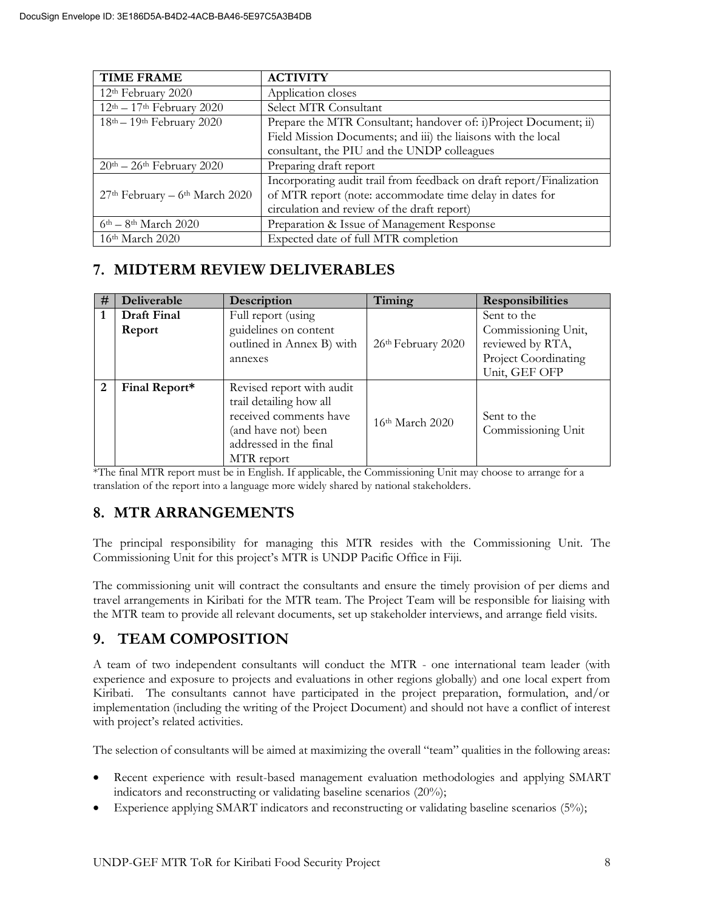| TIME FRAME | ACTIVITY |
| --- | --- |
| 12th February 2020 | Application closes |
| 12th – 17th February 2020 | Select MTR Consultant |
| 18th – 19th February 2020 | Prepare the MTR Consultant; handover of: i)Project Document; ii) Field Mission Documents; and iii) the liaisons with the local consultant, the PIU and the UNDP colleagues |
| 20th – 26th February 2020 | Preparing draft report |
| 27th February – 6th March 2020 | Incorporating audit trail from feedback on draft report/Finalization of MTR report (note: accommodate time delay in dates for circulation and review of the draft report) |
| 6th – 8th March 2020 | Preparation & Issue of Management Response |
| 16th March 2020 | Expected date of full MTR completion |

## 7. MIDTERM REVIEW DELIVERABLES

| # | Deliverable | Description | Timing | Responsibilities |
| --- | --- | --- | --- | --- |
| 1 | **Draft Final Report** | Full report (using guidelines on content outlined in Annex B) with annexes | 26th February 2020 | Sent to the Commissioning Unit, reviewed by RTA, Project Coordinating Unit, GEF OFP |
| 2 | **Final Report*** | Revised report with audit trail detailing how all received comments have (and have not) been addressed in the final MTR report | 16th March 2020 | Sent to the Commissioning Unit |

*The final MTR report must be in English. If applicable, the Commissioning Unit may choose to arrange for a translation of the report into a language more widely shared by national stakeholders.

## 8. MTR ARRANGEMENTS

The principal responsibility for managing this MTR resides with the Commissioning Unit. The Commissioning Unit for this project's MTR is UNDP Pacific Office in Fiji.

The commissioning unit will contract the consultants and ensure the timely provision of per diems and travel arrangements in Kiribati for the MTR team. The Project Team will be responsible for liaising with the MTR team to provide all relevant documents, set up stakeholder interviews, and arrange field visits.

## 9. TEAM COMPOSITION

A team of two independent consultants will conduct the MTR - one international team leader (with experience and exposure to projects and evaluations in other regions globally) and one local expert from Kiribati. The consultants cannot have participated in the project preparation, formulation, and/or implementation (including the writing of the Project Document) and should not have a conflict of interest with project's related activities.

The selection of consultants will be aimed at maximizing the overall "team" qualities in the following areas:

- Recent experience with result-based management evaluation methodologies and applying SMART indicators and reconstructing or validating baseline scenarios (20%);
- Experience applying SMART indicators and reconstructing or validating baseline scenarios (5%);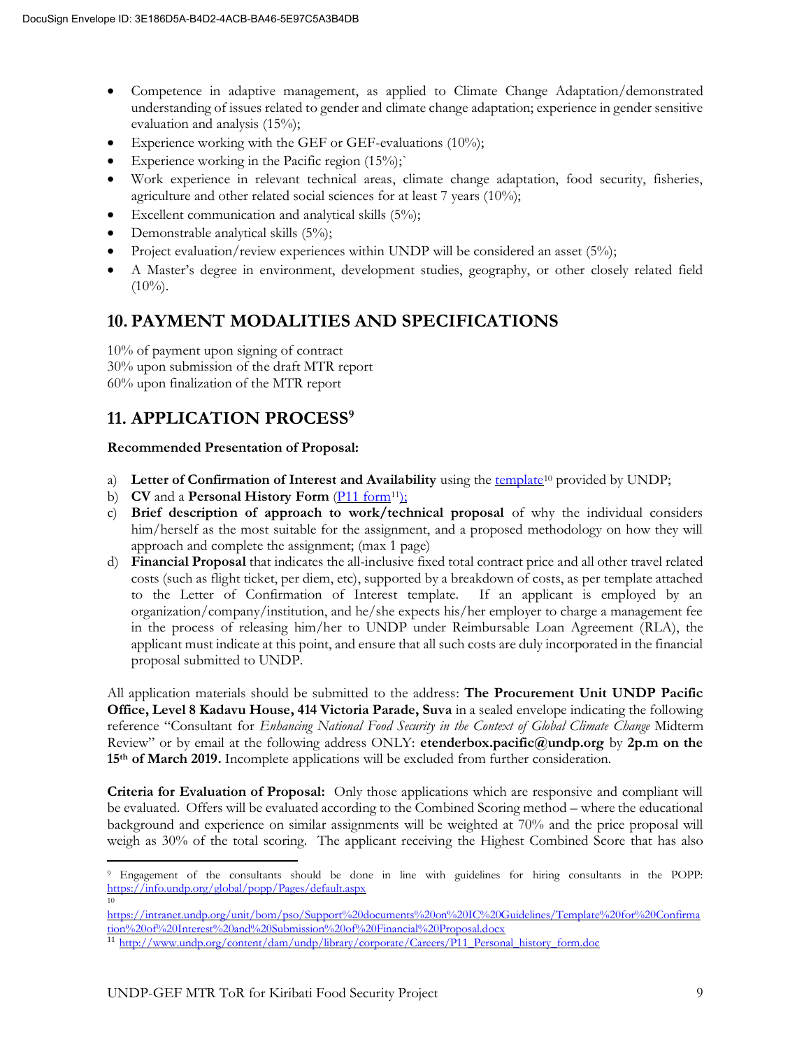- Competence in adaptive management, as applied to Climate Change Adaptation/demonstrated understanding of issues related to gender and climate change adaptation; experience in gender sensitive evaluation and analysis (15%);
- Experience working with the GEF or GEF-evaluations (10%);
- Experience working in the Pacific region (15%);`
- Work experience in relevant technical areas, climate change adaptation, food security, fisheries, agriculture and other related social sciences for at least 7 years (10%);
- Excellent communication and analytical skills (5%);
- Demonstrable analytical skills (5%);
- Project evaluation/review experiences within UNDP will be considered an asset (5%);
- A Master's degree in environment, development studies, geography, or other closely related field (10%).

## 10. PAYMENT MODALITIES AND SPECIFICATIONS

10% of payment upon signing of contract
30% upon submission of the draft MTR report
60% upon finalization of the MTR report

## 11. APPLICATION PROCESS[9]

**Recommended Presentation of Proposal:**

a) **Letter of Confirmation of Interest and Availability** using the template[10] provided by UNDP;
b) **CV** and a **Personal History Form** (P11 form[11]);
c) **Brief description of approach to work/technical proposal** of why the individual considers him/herself as the most suitable for the assignment, and a proposed methodology on how they will approach and complete the assignment; (max 1 page)
d) **Financial Proposal** that indicates the all-inclusive fixed total contract price and all other travel related costs (such as flight ticket, per diem, etc), supported by a breakdown of costs, as per template attached to the Letter of Confirmation of Interest template. If an applicant is employed by an organization/company/institution, and he/she expects his/her employer to charge a management fee in the process of releasing him/her to UNDP under Reimbursable Loan Agreement (RLA), the applicant must indicate at this point, and ensure that all such costs are duly incorporated in the financial proposal submitted to UNDP.

All application materials should be submitted to the address: **The Procurement Unit UNDP Pacific Office, Level 8 Kadavu House, 414 Victoria Parade, Suva** in a sealed envelope indicating the following reference "Consultant for *Enhancing National Food Security in the Context of Global Climate Change* Midterm Review" or by email at the following address ONLY: **etenderbox.pacific@undp.org** by **2p.m on the 15th of March 2019**. Incomplete applications will be excluded from further consideration.

**Criteria for Evaluation of Proposal:** Only those applications which are responsive and compliant will be evaluated. Offers will be evaluated according to the Combined Scoring method – where the educational background and experience on similar assignments will be weighted at 70% and the price proposal will weigh as 30% of the total scoring. The applicant receiving the Highest Combined Score that has also

---

[9] Engagement of the consultants should be done in line with guidelines for hiring consultants in the POPP: https://info.undp.org/global/popp/Pages/default.aspx

[10] https://intranet.undp.org/unit/bom/pso/Support%20documents%20on%20IC%20Guidelines/Template%20for%20Confirmation%20of%20Interest%20and%20Submission%20of%20Financial%20Proposal.docx

[11] http://www.undp.org/content/dam/undp/library/corporate/Careers/P11_Personal_history_form.doc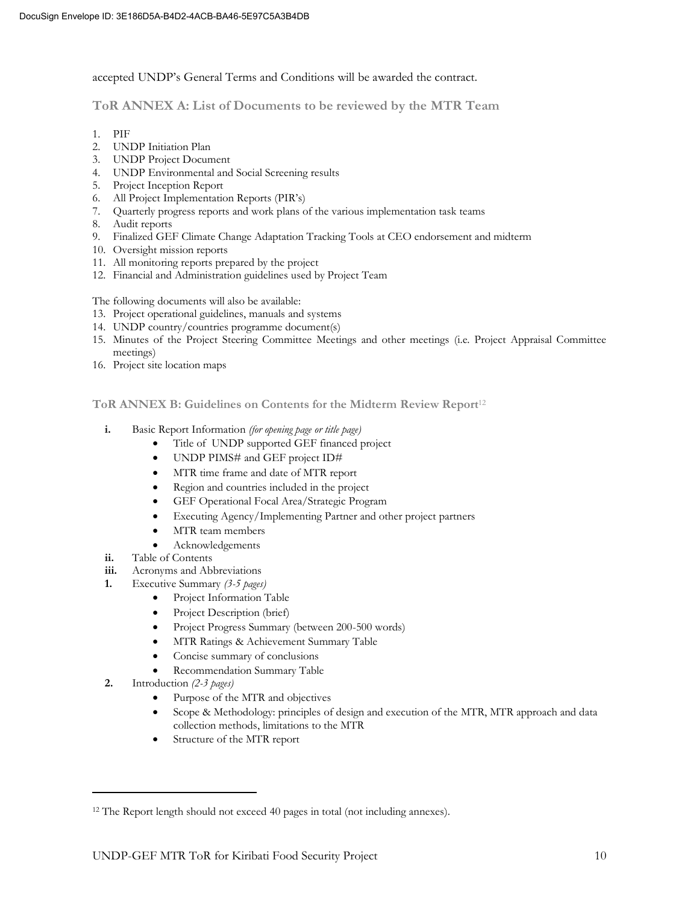accepted UNDP's General Terms and Conditions will be awarded the contract.

## ToR ANNEX A: List of Documents to be reviewed by the MTR Team

1. PIF
2. UNDP Initiation Plan
3. UNDP Project Document
4. UNDP Environmental and Social Screening results
5. Project Inception Report
6. All Project Implementation Reports (PIR's)
7. Quarterly progress reports and work plans of the various implementation task teams
8. Audit reports
9. Finalized GEF Climate Change Adaptation Tracking Tools at CEO endorsement and midterm
10. Oversight mission reports
11. All monitoring reports prepared by the project
12. Financial and Administration guidelines used by Project Team

The following documents will also be available:

13. Project operational guidelines, manuals and systems
14. UNDP country/countries programme document(s)
15. Minutes of the Project Steering Committee Meetings and other meetings (i.e. Project Appraisal Committee meetings)
16. Project site location maps

## ToR ANNEX B: Guidelines on Contents for the Midterm Review Report[12]

**i.** Basic Report Information *(for opening page or title page)*
- Title of UNDP supported GEF financed project
- UNDP PIMS# and GEF project ID#
- MTR time frame and date of MTR report
- Region and countries included in the project
- GEF Operational Focal Area/Strategic Program
- Executing Agency/Implementing Partner and other project partners
- MTR team members
- Acknowledgements

**ii.** Table of Contents

**iii.** Acronyms and Abbreviations

**1.** Executive Summary *(3-5 pages)*
- Project Information Table
- Project Description (brief)
- Project Progress Summary (between 200-500 words)
- MTR Ratings & Achievement Summary Table
- Concise summary of conclusions
- Recommendation Summary Table

**2.** Introduction *(2-3 pages)*
- Purpose of the MTR and objectives
- Scope & Methodology: principles of design and execution of the MTR, MTR approach and data collection methods, limitations to the MTR
- Structure of the MTR report

---

[12] The Report length should not exceed 40 pages in total (not including annexes).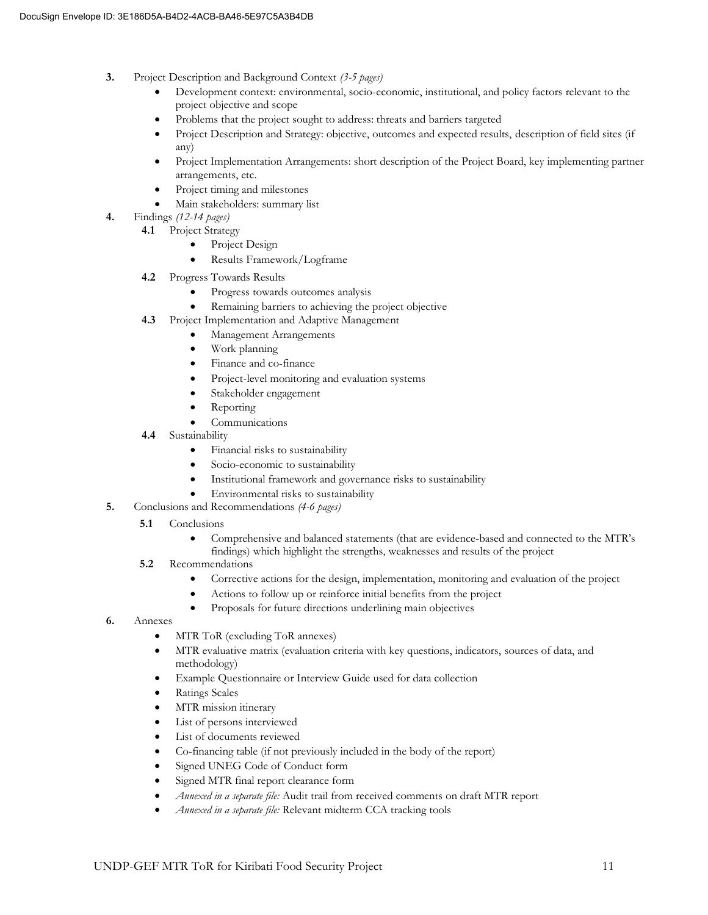3. Project Description and Background Context *(3-5 pages)*
    - Development context: environmental, socio-economic, institutional, and policy factors relevant to the project objective and scope
    - Problems that the project sought to address: threats and barriers targeted
    - Project Description and Strategy: objective, outcomes and expected results, description of field sites (if any)
    - Project Implementation Arrangements: short description of the Project Board, key implementing partner arrangements, etc.
    - Project timing and milestones
    - Main stakeholders: summary list
4. Findings *(12-14 pages)*
    - **4.1** Project Strategy
        - Project Design
        - Results Framework/Logframe
    - **4.2** Progress Towards Results
        - Progress towards outcomes analysis
        - Remaining barriers to achieving the project objective
    - **4.3** Project Implementation and Adaptive Management
        - Management Arrangements
        - Work planning
        - Finance and co-finance
        - Project-level monitoring and evaluation systems
        - Stakeholder engagement
        - Reporting
        - Communications
    - **4.4** Sustainability
        - Financial risks to sustainability
        - Socio-economic to sustainability
        - Institutional framework and governance risks to sustainability
        - Environmental risks to sustainability
5. Conclusions and Recommendations *(4-6 pages)*
    - **5.1** Conclusions
        - Comprehensive and balanced statements (that are evidence-based and connected to the MTR's findings) which highlight the strengths, weaknesses and results of the project
    - **5.2** Recommendations
        - Corrective actions for the design, implementation, monitoring and evaluation of the project
        - Actions to follow up or reinforce initial benefits from the project
        - Proposals for future directions underlining main objectives
6. Annexes
    - MTR ToR (excluding ToR annexes)
    - MTR evaluative matrix (evaluation criteria with key questions, indicators, sources of data, and methodology)
    - Example Questionnaire or Interview Guide used for data collection
    - Ratings Scales
    - MTR mission itinerary
    - List of persons interviewed
    - List of documents reviewed
    - Co-financing table (if not previously included in the body of the report)
    - Signed UNEG Code of Conduct form
    - Signed MTR final report clearance form
    - *Annexed in a separate file:* Audit trail from received comments on draft MTR report
    - *Annexed in a separate file:* Relevant midterm CCA tracking tools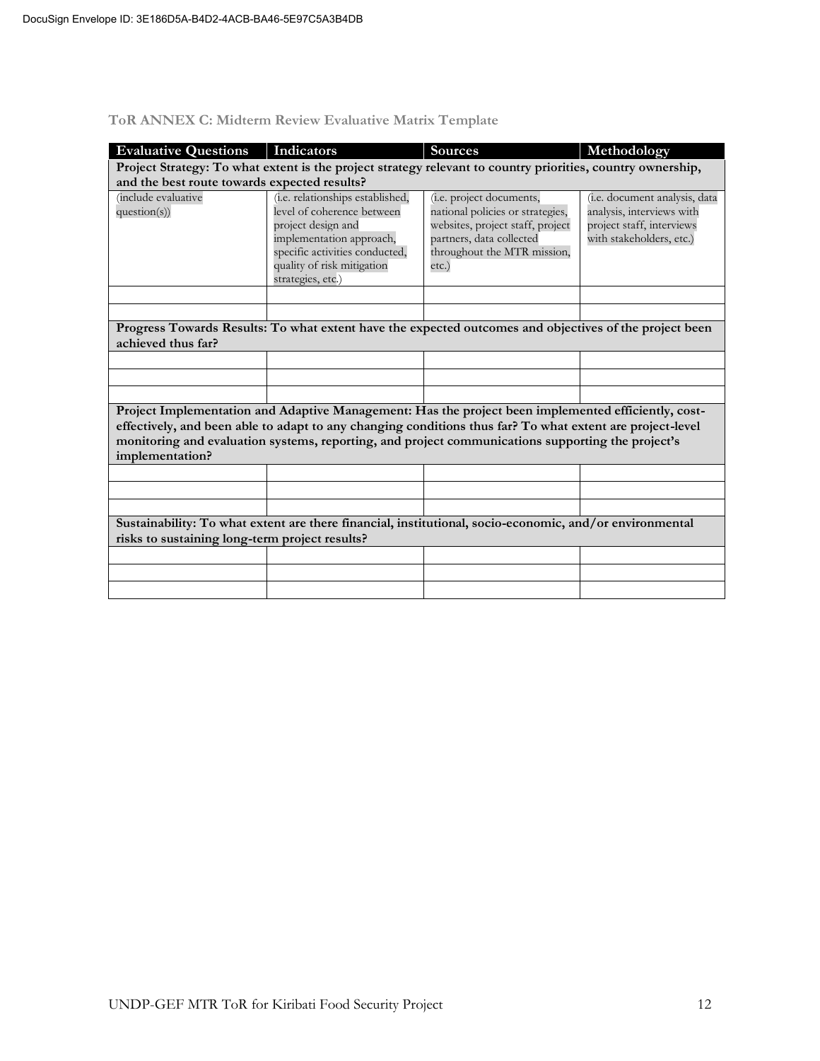**ToR ANNEX C: Midterm Review Evaluative Matrix Template**

| Evaluative Questions | Indicators | Sources | Methodology |
|---|---|---|---|
| **Project Strategy: To what extent is the project strategy relevant to country priorities, country ownership, and the best route towards expected results?** | | | |
| (include evaluative question(s)) | (i.e. relationships established, level of coherence between project design and implementation approach, specific activities conducted, quality of risk mitigation strategies, etc.) | (i.e. project documents, national policies or strategies, websites, project staff, project partners, data collected throughout the MTR mission, etc.) | (i.e. document analysis, data analysis, interviews with project staff, interviews with stakeholders, etc.) |
| | | | |
| | | | |
| **Progress Towards Results: To what extent have the expected outcomes and objectives of the project been achieved thus far?** | | | |
| | | | |
| | | | |
| | | | |
| **Project Implementation and Adaptive Management: Has the project been implemented efficiently, cost-effectively, and been able to adapt to any changing conditions thus far? To what extent are project-level monitoring and evaluation systems, reporting, and project communications supporting the project's implementation?** | | | |
| | | | |
| | | | |
| | | | |
| **Sustainability: To what extent are there financial, institutional, socio-economic, and/or environmental risks to sustaining long-term project results?** | | | |
| | | | |
| | | | |
| | | | |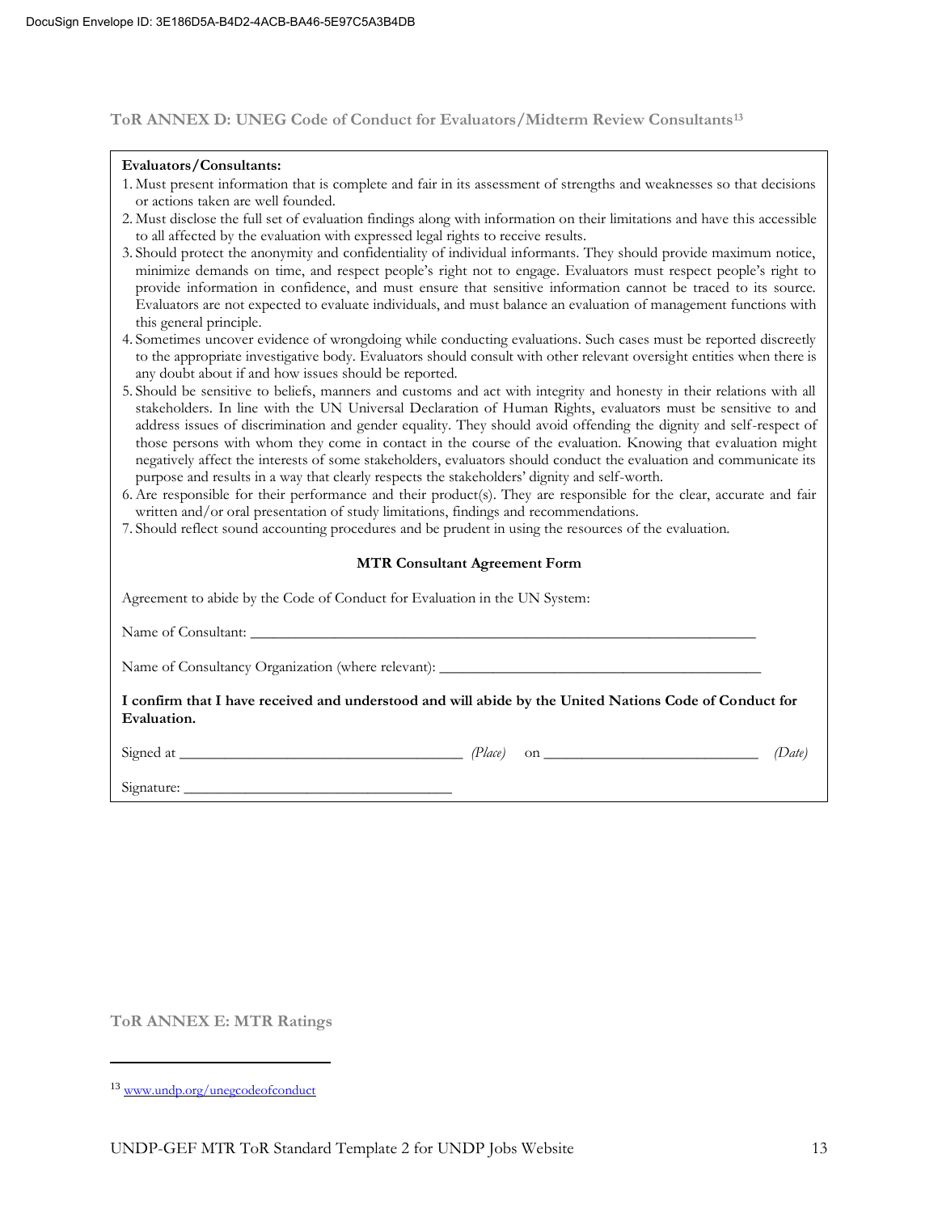## ToR ANNEX D: UNEG Code of Conduct for Evaluators/Midterm Review Consultants[13]

**Evaluators/Consultants:**

1. Must present information that is complete and fair in its assessment of strengths and weaknesses so that decisions or actions taken are well founded.
2. Must disclose the full set of evaluation findings along with information on their limitations and have this accessible to all affected by the evaluation with expressed legal rights to receive results.
3. Should protect the anonymity and confidentiality of individual informants. They should provide maximum notice, minimize demands on time, and respect people's right not to engage. Evaluators must respect people's right to provide information in confidence, and must ensure that sensitive information cannot be traced to its source. Evaluators are not expected to evaluate individuals, and must balance an evaluation of management functions with this general principle.
4. Sometimes uncover evidence of wrongdoing while conducting evaluations. Such cases must be reported discreetly to the appropriate investigative body. Evaluators should consult with other relevant oversight entities when there is any doubt about if and how issues should be reported.
5. Should be sensitive to beliefs, manners and customs and act with integrity and honesty in their relations with all stakeholders. In line with the UN Universal Declaration of Human Rights, evaluators must be sensitive to and address issues of discrimination and gender equality. They should avoid offending the dignity and self-respect of those persons with whom they come in contact in the course of the evaluation. Knowing that evaluation might negatively affect the interests of some stakeholders, evaluators should conduct the evaluation and communicate its purpose and results in a way that clearly respects the stakeholders' dignity and self-worth.
6. Are responsible for their performance and their product(s). They are responsible for the clear, accurate and fair written and/or oral presentation of study limitations, findings and recommendations.
7. Should reflect sound accounting procedures and be prudent in using the resources of the evaluation.

**MTR Consultant Agreement Form**

Agreement to abide by the Code of Conduct for Evaluation in the UN System:

Name of Consultant: ______________________________________________________________

Name of Consultancy Organization (where relevant): ____________________________________

**I confirm that I have received and understood and will abide by the United Nations Code of Conduct for Evaluation.**

Signed at _________________________________ *(Place)* on __________________________ *(Date)*

Signature: ________________________________

## ToR ANNEX E: MTR Ratings

[13] www.undp.org/unegcodeofconduct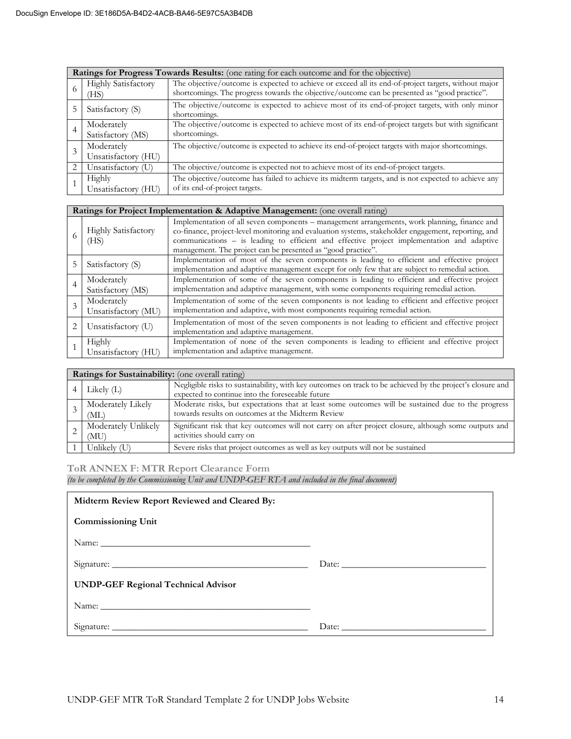| **Ratings for Progress Towards Results:** (one rating for each outcome and for the objective) | | |
|---|---|---|
| 6 | Highly Satisfactory (HS) | The objective/outcome is expected to achieve or exceed all its end-of-project targets, without major shortcomings. The progress towards the objective/outcome can be presented as "good practice". |
| 5 | Satisfactory (S) | The objective/outcome is expected to achieve most of its end-of-project targets, with only minor shortcomings. |
| 4 | Moderately Satisfactory (MS) | The objective/outcome is expected to achieve most of its end-of-project targets but with significant shortcomings. |
| 3 | Moderately Unsatisfactory (HU) | The objective/outcome is expected to achieve its end-of-project targets with major shortcomings. |
| 2 | Unsatisfactory (U) | The objective/outcome is expected not to achieve most of its end-of-project targets. |
| 1 | Highly Unsatisfactory (HU) | The objective/outcome has failed to achieve its midterm targets, and is not expected to achieve any of its end-of-project targets. |

| **Ratings for Project Implementation & Adaptive Management:** (one overall rating) | | |
|---|---|---|
| 6 | Highly Satisfactory (HS) | Implementation of all seven components – management arrangements, work planning, finance and co-finance, project-level monitoring and evaluation systems, stakeholder engagement, reporting, and communications – is leading to efficient and effective project implementation and adaptive management. The project can be presented as "good practice". |
| 5 | Satisfactory (S) | Implementation of most of the seven components is leading to efficient and effective project implementation and adaptive management except for only few that are subject to remedial action. |
| 4 | Moderately Satisfactory (MS) | Implementation of some of the seven components is leading to efficient and effective project implementation and adaptive management, with some components requiring remedial action. |
| 3 | Moderately Unsatisfactory (MU) | Implementation of some of the seven components is not leading to efficient and effective project implementation and adaptive, with most components requiring remedial action. |
| 2 | Unsatisfactory (U) | Implementation of most of the seven components is not leading to efficient and effective project implementation and adaptive management. |
| 1 | Highly Unsatisfactory (HU) | Implementation of none of the seven components is leading to efficient and effective project implementation and adaptive management. |

| **Ratings for Sustainability:** (one overall rating) | | |
|---|---|---|
| 4 | Likely (L) | Negligible risks to sustainability, with key outcomes on track to be achieved by the project's closure and expected to continue into the foreseeable future |
| 3 | Moderately Likely (ML) | Moderate risks, but expectations that at least some outcomes will be sustained due to the progress towards results on outcomes at the Midterm Review |
| 2 | Moderately Unlikely (MU) | Significant risk that key outcomes will not carry on after project closure, although some outputs and activities should carry on |
| 1 | Unlikely (U) | Severe risks that project outcomes as well as key outputs will not be sustained |

### ToR ANNEX F: MTR Report Clearance Form

*(to be completed by the Commissioning Unit and UNDP-GEF RTA and included in the final document)*

**Midterm Review Report Reviewed and Cleared By:**

**Commissioning Unit**

Name: _____________________________________________

Signature: __________________________________________ Date: _______________________________

**UNDP-GEF Regional Technical Advisor**

Name: _____________________________________________

Signature: __________________________________________ Date: _______________________________